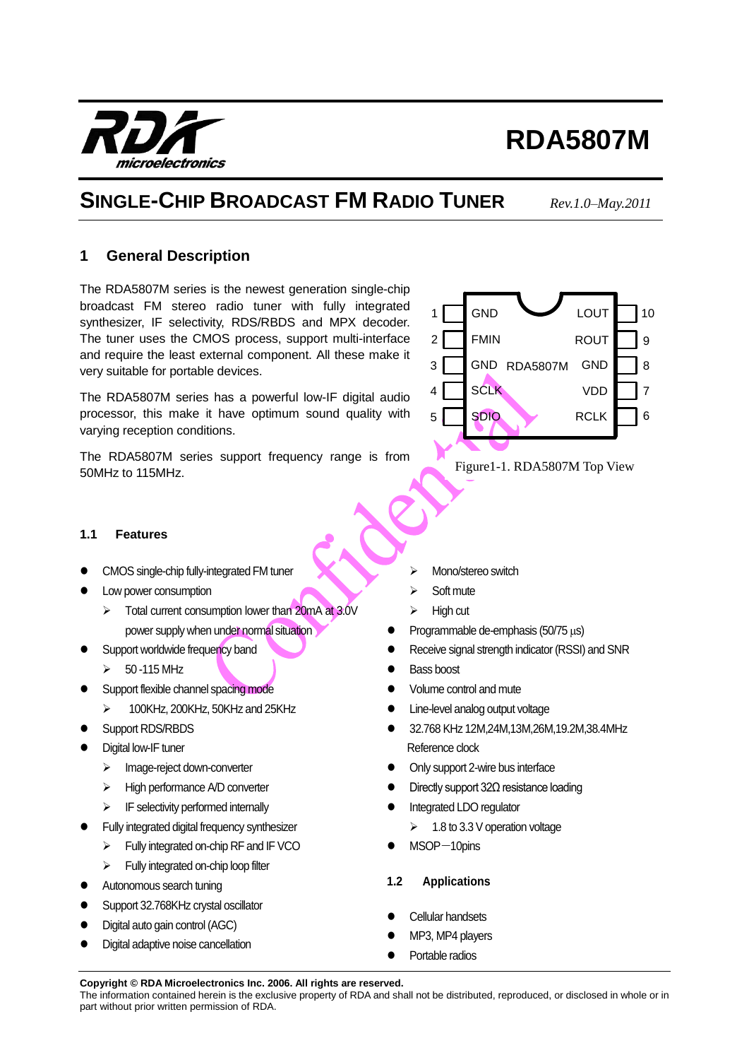# RDA5807M

## SINGLE-CHIP BROADCAST FM RADIO TUNER

*Rev.1.0–May.2011*

## 1 General Description

The RDA5807M series is the newest generation single-chip broadcast FM stereo radio tuner with fully integrated synthesizer, IF selectivity, RDS/RBDS and MPX decoder. The tuner uses the CMOS process, support multi-interface and require the least external component. All these make it very suitable for portable devices.

The RDA5807M series has a powerful low-IF digital audio processor, this make it have optimum sound quality with varying reception conditions.

The RDA5807M series support frequency range is from 50MHz to 115MHz.

| Pin | Name | Name | Pin |
|---|---|---|---|
| 1 | GND | LOUT | 10 |
| 2 | FMIN | ROUT | 9 |
| 3 | GND | GND | 8 |
| 4 | SCLK | VDD | 7 |
| 5 | SDIO | RCLK | 6 |

Figure1-1. RDA5807M Top View

### 1.1 Features

- CMOS single-chip fully-integrated FM tuner
- Low power consumption
  - Total current consumption lower than 20mA at 3.0V power supply when under normal situation
- Support worldwide frequency band
  - 50 -115 MHz
- Support flexible channel spacing mode
  - 100KHz, 200KHz, 50KHz and 25KHz
- Support RDS/RBDS
- Digital low-IF tuner
  - Image-reject down-converter
  - High performance A/D converter
  - IF selectivity performed internally
- Fully integrated digital frequency synthesizer
  - Fully integrated on-chip RF and IF VCO
  - Fully integrated on-chip loop filter
- Autonomous search tuning
- Support 32.768KHz crystal oscillator
- Digital auto gain control (AGC)
- Digital adaptive noise cancellation
  - Mono/stereo switch
  - Soft mute
  - High cut
- Programmable de-emphasis (50/75 μs)
- Receive signal strength indicator (RSSI) and SNR
- Bass boost
- Volume control and mute
- Line-level analog output voltage
- 32.768 KHz 12M,24M,13M,26M,19.2M,38.4MHz Reference clock
- Only support 2-wire bus interface
- Directly support 32Ω resistance loading
- Integrated LDO regulator
  - 1.8 to 3.3 V operation voltage
- MSOP－10pins

### 1.2 Applications

- Cellular handsets
- MP3, MP4 players
- Portable radios

**Copyright © RDA Microelectronics Inc. 2006. All rights are reserved.**

The information contained herein is the exclusive property of RDA and shall not be distributed, reproduced, or disclosed in whole or in part without prior written permission of RDA.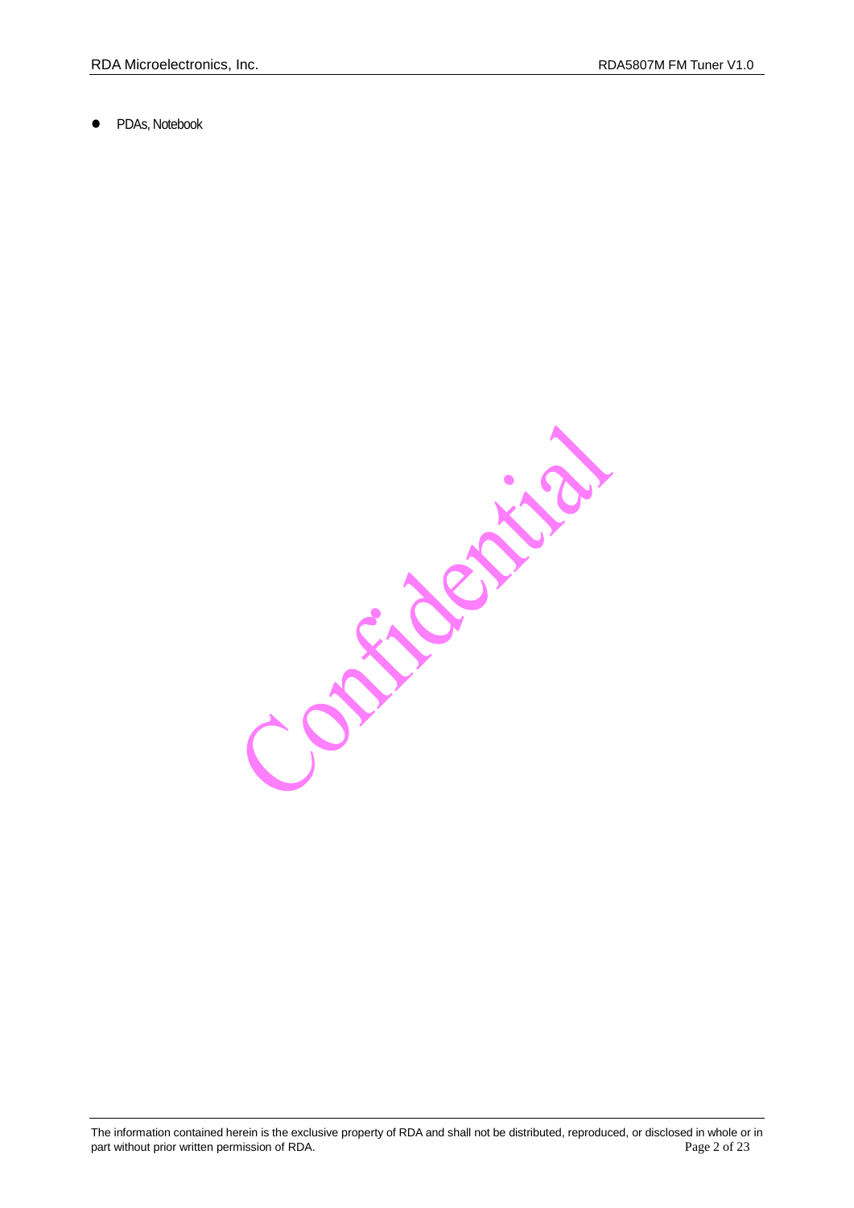- PDAs, Notebook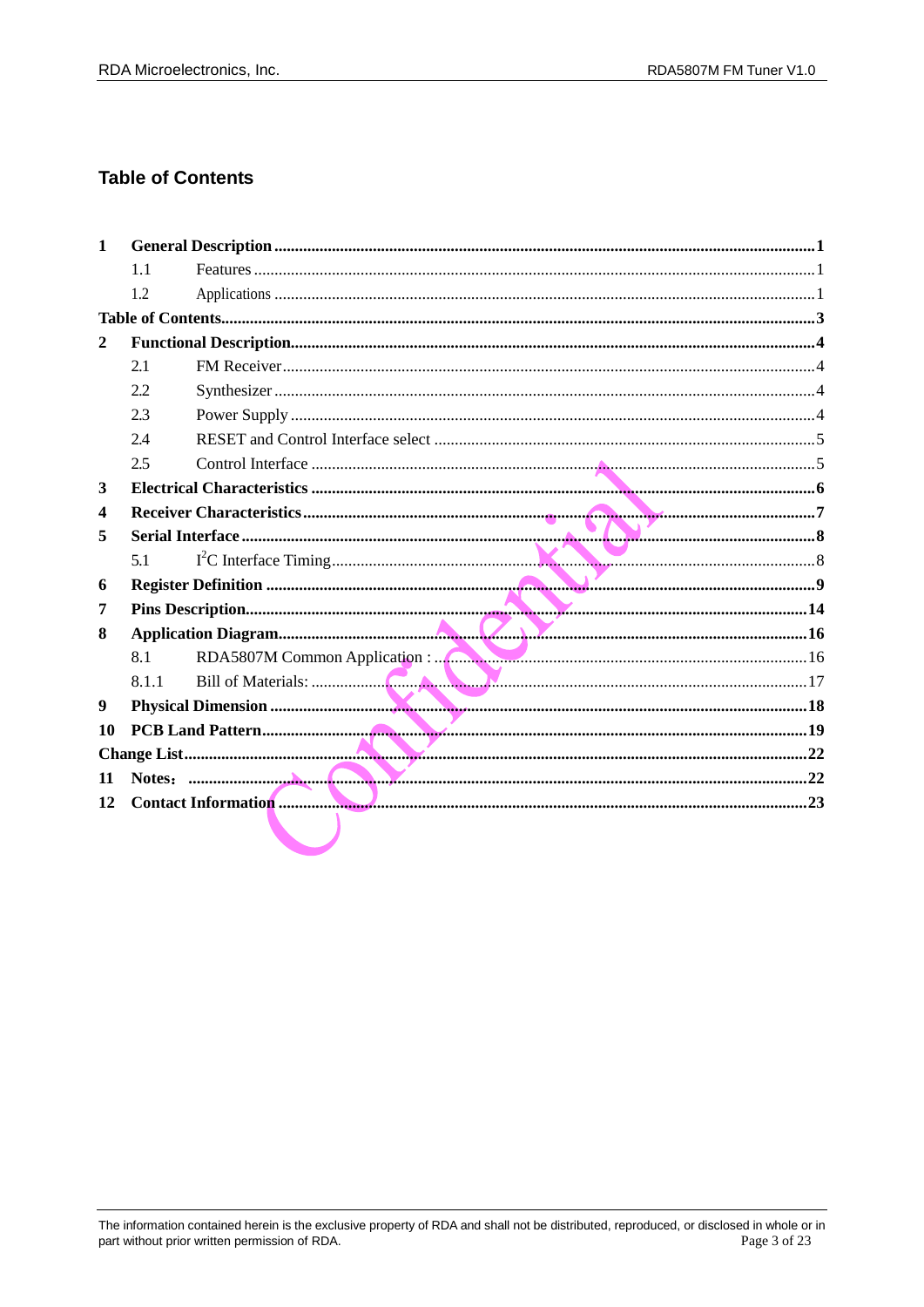## Table of Contents

**1 General Description** ..... 1
- 1.1 Features ..... 1
- 1.2 Applications ..... 1

**Table of Contents** ..... 3

**2 Functional Description** ..... 4
- 2.1 FM Receiver ..... 4
- 2.2 Synthesizer ..... 4
- 2.3 Power Supply ..... 4
- 2.4 RESET and Control Interface select ..... 5
- 2.5 Control Interface ..... 5

**3 Electrical Characteristics** ..... 6

**4 Receiver Characteristics** ..... 7

**5 Serial Interface** ..... 8
- 5.1 $I^2C$ Interface Timing ..... 8

**6 Register Definition** ..... 9

**7 Pins Description** ..... 14

**8 Application Diagram** ..... 16
- 8.1 RDA5807M Common Application : ..... 16
- 8.1.1 Bill of Materials: ..... 17

**9 Physical Dimension** ..... 18

**10 PCB Land Pattern** ..... 19

**Change List** ..... 22

**11 Notes：** ..... 22

**12 Contact Information** ..... 23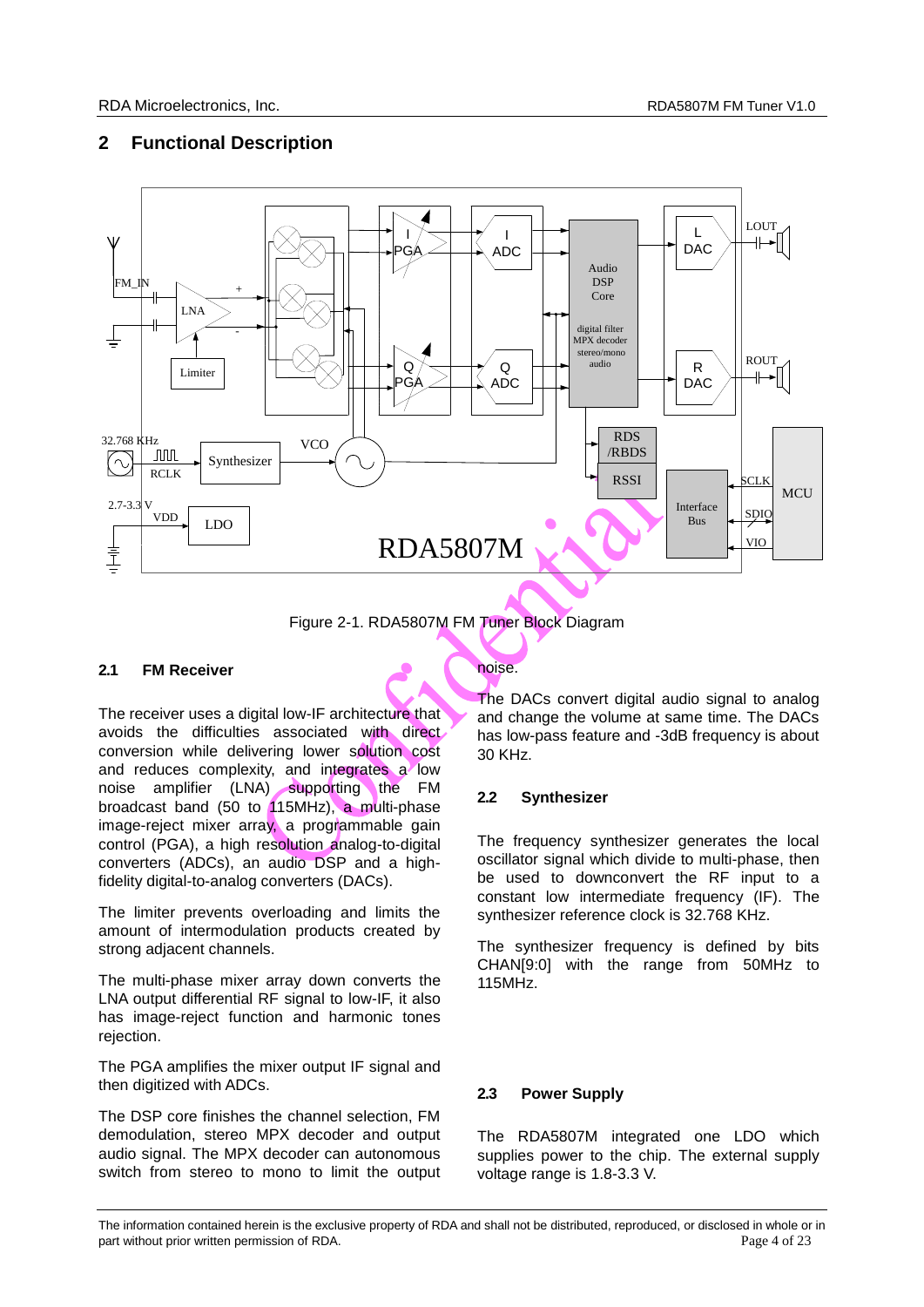## 2 Functional Description

Figure 2-1. RDA5807M FM Tuner Block Diagram

### 2.1 FM Receiver

The receiver uses a digital low-IF architecture that avoids the difficulties associated with direct conversion while delivering lower solution cost and reduces complexity, and integrates a low noise amplifier (LNA) supporting the FM broadcast band (50 to 115MHz), a multi-phase image-reject mixer array, a programmable gain control (PGA), a high resolution analog-to-digital converters (ADCs), an audio DSP and a high-fidelity digital-to-analog converters (DACs).

The limiter prevents overloading and limits the amount of intermodulation products created by strong adjacent channels.

The multi-phase mixer array down converts the LNA output differential RF signal to low-IF, it also has image-reject function and harmonic tones rejection.

The PGA amplifies the mixer output IF signal and then digitized with ADCs.

The DSP core finishes the channel selection, FM demodulation, stereo MPX decoder and output audio signal. The MPX decoder can autonomous switch from stereo to mono to limit the output noise.

The DACs convert digital audio signal to analog and change the volume at same time. The DACs has low-pass feature and -3dB frequency is about 30 KHz.

### 2.2 Synthesizer

The frequency synthesizer generates the local oscillator signal which divide to multi-phase, then be used to downconvert the RF input to a constant low intermediate frequency (IF). The synthesizer reference clock is 32.768 KHz.

The synthesizer frequency is defined by bits CHAN[9:0] with the range from 50MHz to 115MHz.

### 2.3 Power Supply

The RDA5807M integrated one LDO which supplies power to the chip. The external supply voltage range is 1.8-3.3 V.

The information contained herein is the exclusive property of RDA and shall not be distributed, reproduced, or disclosed in whole or in part without prior written permission of RDA.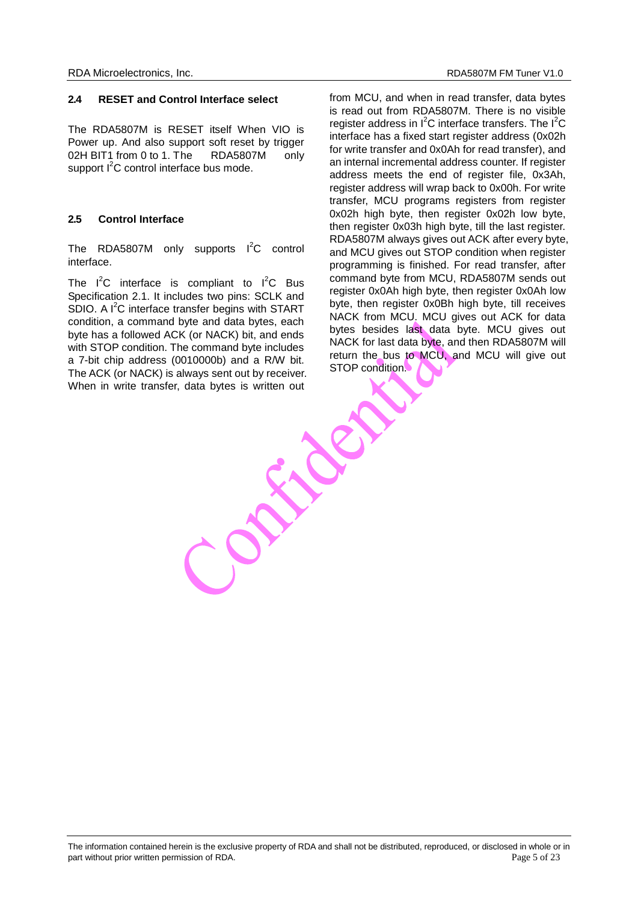## 2.4 RESET and Control Interface select

The RDA5807M is RESET itself When VIO is Power up. And also support soft reset by trigger 02H BIT1 from 0 to 1. The RDA5807M only support $I^2C$ control interface bus mode.

## 2.5 Control Interface

The RDA5807M only supports $I^2C$ control interface.

The $I^2C$ interface is compliant to $I^2C$ Bus Specification 2.1. It includes two pins: SCLK and SDIO. A $I^2C$ interface transfer begins with START condition, a command byte and data bytes, each byte has a followed ACK (or NACK) bit, and ends with STOP condition. The command byte includes a 7-bit chip address (0010000b) and a R/W bit. The ACK (or NACK) is always sent out by receiver. When in write transfer, data bytes is written out from MCU, and when in read transfer, data bytes is read out from RDA5807M. There is no visible register address in $I^2C$ interface transfers. The $I^2C$ interface has a fixed start register address (0x02h for write transfer and 0x0Ah for read transfer), and an internal incremental address counter. If register address meets the end of register file, 0x3Ah, register address will wrap back to 0x00h. For write transfer, MCU programs registers from register 0x02h high byte, then register 0x02h low byte, then register 0x03h high byte, till the last register. RDA5807M always gives out ACK after every byte, and MCU gives out STOP condition when register programming is finished. For read transfer, after command byte from MCU, RDA5807M sends out register 0x0Ah high byte, then register 0x0Ah low byte, then register 0x0Bh high byte, till receives NACK from MCU. MCU gives out ACK for data bytes besides last data byte. MCU gives out NACK for last data byte, and then RDA5807M will return the bus to MCU, and MCU will give out STOP condition.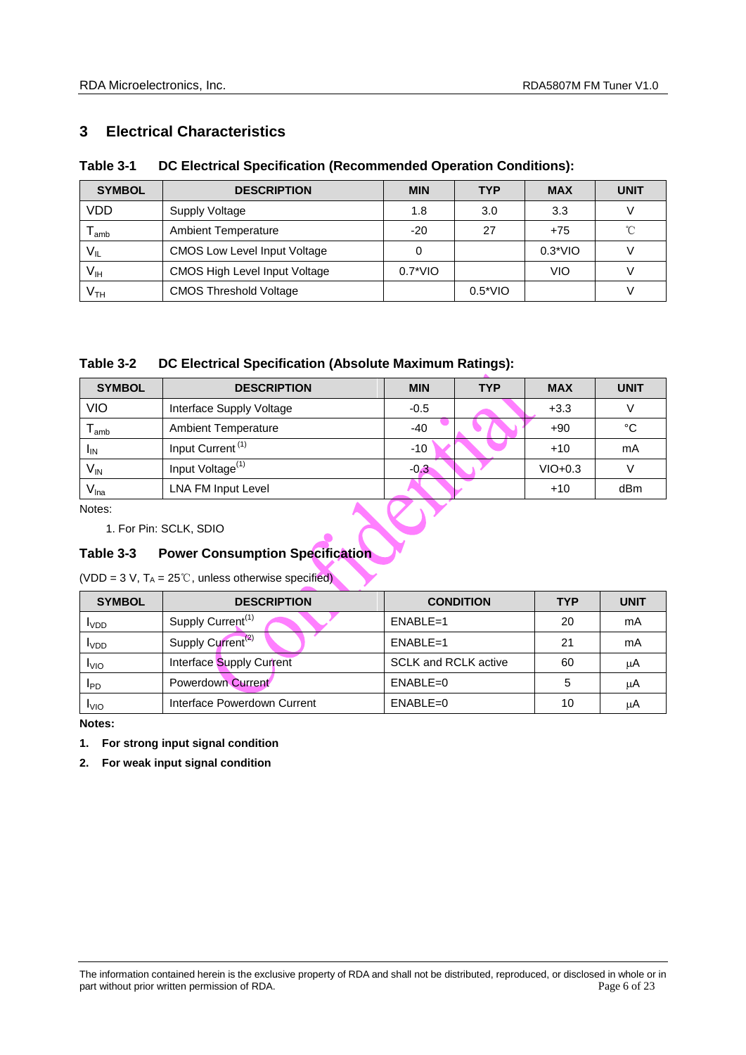## 3 Electrical Characteristics

**Table 3-1 DC Electrical Specification (Recommended Operation Conditions):**

| SYMBOL | DESCRIPTION | MIN | TYP | MAX | UNIT |
|---|---|---|---|---|---|
| VDD | Supply Voltage | 1.8 | 3.0 | 3.3 | V |
| $T_{amb}$ | Ambient Temperature | -20 | 27 | +75 | ℃ |
| $V_{IL}$ | CMOS Low Level Input Voltage | 0 | | 0.3*VIO | V |
| $V_{IH}$ | CMOS High Level Input Voltage | 0.7*VIO | | VIO | V |
| $V_{TH}$ | CMOS Threshold Voltage | | 0.5*VIO | | V |

**Table 3-2 DC Electrical Specification (Absolute Maximum Ratings):**

| SYMBOL | DESCRIPTION | MIN | TYP | MAX | UNIT |
|---|---|---|---|---|---|
| VIO | Interface Supply Voltage | -0.5 | | +3.3 | V |
| $T_{amb}$ | Ambient Temperature | -40 | | +90 | °C |
| $I_{IN}$ | Input Current (1) | -10 | | +10 | mA |
| $V_{IN}$ | Input Voltage(1) | -0.3 | | VIO+0.3 | V |
| $V_{lna}$ | LNA FM Input Level | | | +10 | dBm |

Notes:

1. For Pin: SCLK, SDIO

**Table 3-3 Power Consumption Specification**

(VDD = 3 V, $T_A$ = 25℃, unless otherwise specified)

| SYMBOL | DESCRIPTION | CONDITION | TYP | UNIT |
|---|---|---|---|---|
| $I_{VDD}$ | Supply Current(1) | ENABLE=1 | 20 | mA |
| $I_{VDD}$ | Supply Current(2) | ENABLE=1 | 21 | mA |
| $I_{VIO}$ | Interface Supply Current | SCLK and RCLK active | 60 | μA |
| $I_{PD}$ | Powerdown Current | ENABLE=0 | 5 | μA |
| $I_{VIO}$ | Interface Powerdown Current | ENABLE=0 | 10 | μA |

**Notes:**

1. **For strong input signal condition**
2. **For weak input signal condition**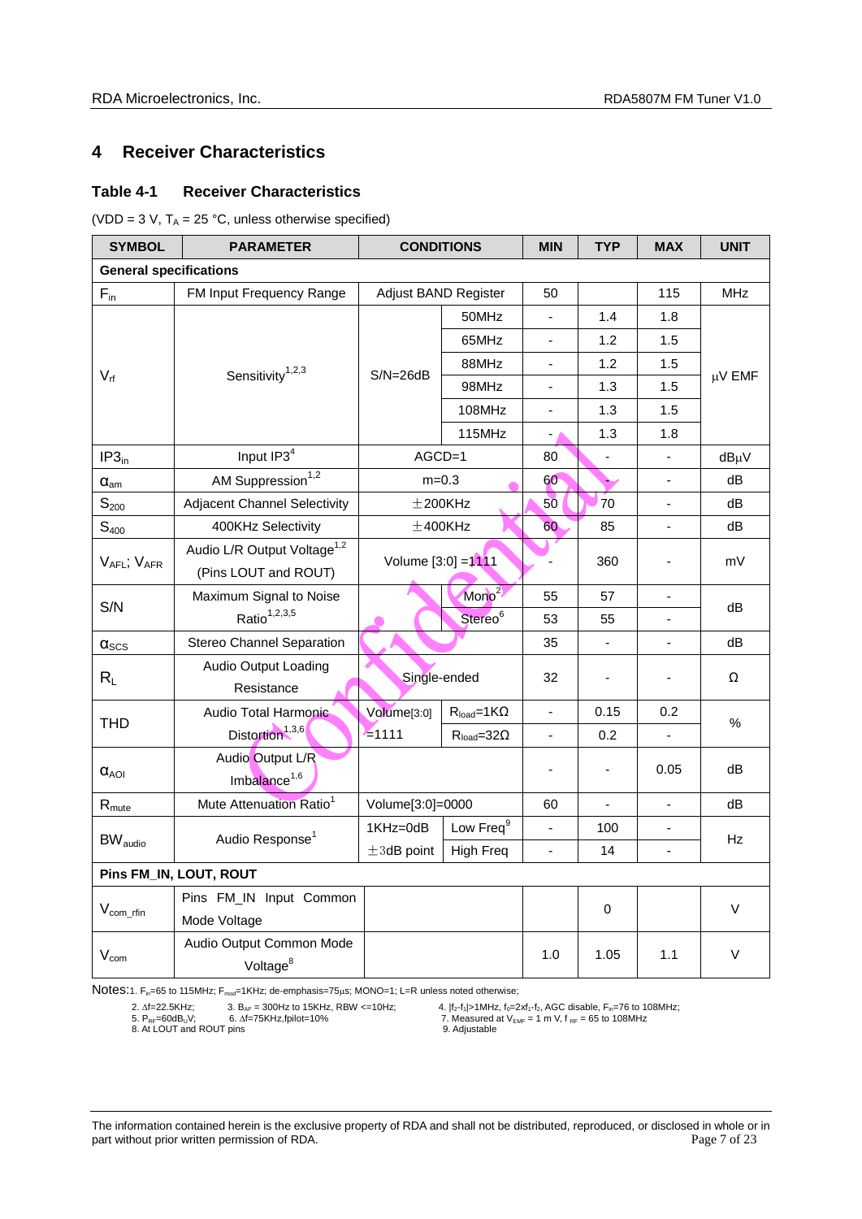## 4 Receiver Characteristics

### Table 4-1 Receiver Characteristics

(VDD = 3 V, $T_A$ = 25 °C, unless specified otherwise specified)

| SYMBOL | PARAMETER | CONDITIONS | | MIN | TYP | MAX | UNIT |
|---|---|---|---|---|---|---|---|
| **General specifications** | | | | | | | |
| $F_{in}$ | FM Input Frequency Range | Adjust BAND Register | | 50 | | 115 | MHz |
| $V_{rf}$ | Sensitivity[1,2,3] | S/N=26dB | 50MHz | - | 1.4 | 1.8 | μV EMF |
| | | | 65MHz | - | 1.2 | 1.5 | |
| | | | 88MHz | - | 1.2 | 1.5 | |
| | | | 98MHz | - | 1.3 | 1.5 | |
| | | | 108MHz | - | 1.3 | 1.5 | |
| | | | 115MHz | - | 1.3 | 1.8 | |
| $IP3_{in}$ | Input IP3[4] | AGCD=1 | | 80 | - | - | dBμV |
| $\alpha_{am}$ | AM Suppression[1,2] | m=0.3 | | 60 | - | - | dB |
| $S_{200}$ | Adjacent Channel Selectivity | ±200KHz | | 50 | 70 | - | dB |
| $S_{400}$ | 400KHz Selectivity | ±400KHz | | 60 | 85 | - | dB |
| $V_{AFL}$; $V_{AFR}$ | Audio L/R Output Voltage[1,2] (Pins LOUT and ROUT) | Volume [3:0] =1111 | | - | 360 | - | mV |
| S/N | Maximum Signal to Noise Ratio[1,2,3,5] | | Mono[2] | 55 | 57 | - | dB |
| | | | Stereo[6] | 53 | 55 | - | |
| $\alpha_{SCS}$ | Stereo Channel Separation | | | 35 | - | - | dB |
| $R_L$ | Audio Output Loading Resistance | Single-ended | | 32 | - | - | Ω |
| THD | Audio Total Harmonic Distortion[1,3,6] | Volume[3:0] =1111 | $R_{load}$=1KΩ | - | 0.15 | 0.2 | % |
| | | | $R_{load}$=32Ω | - | 0.2 | - | |
| $\alpha_{AOI}$ | Audio Output L/R Imbalance[1,6] | | | - | - | 0.05 | dB |
| $R_{mute}$ | Mute Attenuation Ratio[1] | Volume[3:0]=0000 | | 60 | - | - | dB |
| $BW_{audio}$ | Audio Response[1] | 1KHz=0dB | Low Freq[9] | - | 100 | - | Hz |
| | | ±3dB point | High Freq | - | 14 | - | |
| **Pins FM_IN, LOUT, ROUT** | | | | | | | |
| $V_{com\_rfin}$ | Pins FM_IN Input Common Mode Voltage | | | | 0 | | V |
| $V_{com}$ | Audio Output Common Mode Voltage[8] | | | 1.0 | 1.05 | 1.1 | V |

Notes: 1. $F_{in}$=65 to 115MHz; $F_{mod}$=1KHz; de-emphasis=75μs; MONO=1; L=R unless noted otherwise;

2. Δf=22.5KHz; 3. $B_{AF}$ = 300Hz to 15KHz, RBW <=10Hz; 4. $|f_2-f_1|$>1MHz, $f_0=2xf_1-f_2$, AGC disable, $F_{in}$=76 to 108MHz;
5. $P_{RF}$=60dB$_U$V; 6. Δf=75KHz,fpilot=10% 7. Measured at $V_{EMF}$ = 1 m V, $f_{RF}$ = 65 to 108MHz
8. At LOUT and ROUT pins 9. Adjustable

The information contained herein is the exclusive property of RDA and shall not be distributed, reproduced, or disclosed in whole or in part without prior written permission of RDA.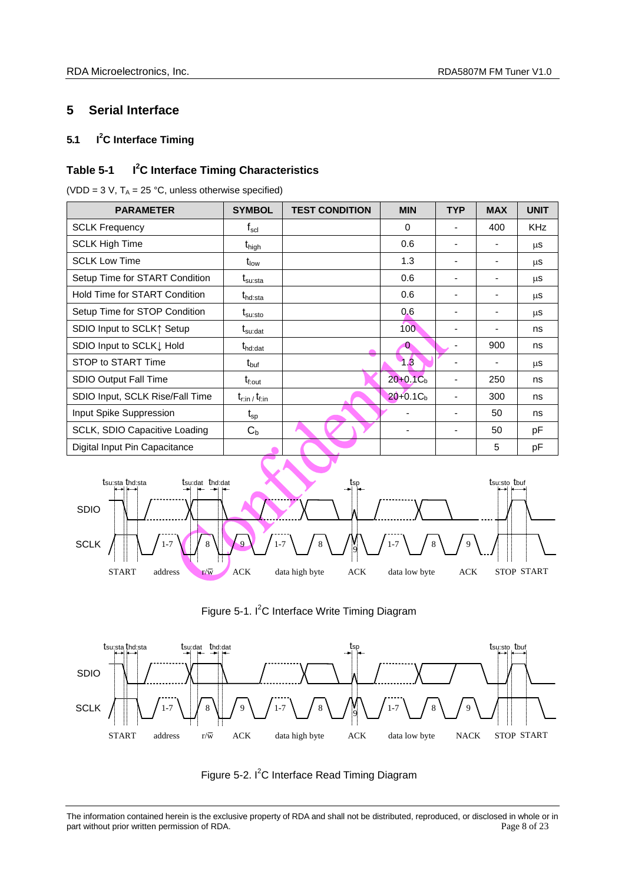# 5 Serial Interface

## 5.1 I²C Interface Timing

### Table 5-1 I²C Interface Timing Characteristics

(VDD = 3 V, $T_A$ = 25 °C, unless otherwise specified)

| PARAMETER | SYMBOL | TEST CONDITION | MIN | TYP | MAX | UNIT |
|---|---|---|---|---|---|---|
| SCLK Frequency | $f_{scl}$ | | 0 | - | 400 | KHz |
| SCLK High Time | $t_{high}$ | | 0.6 | - | - | µs |
| SCLK Low Time | $t_{low}$ | | 1.3 | - | - | µs |
| Setup Time for START Condition | $t_{su:sta}$ | | 0.6 | - | - | µs |
| Hold Time for START Condition | $t_{hd:sta}$ | | 0.6 | - | - | µs |
| Setup Time for STOP Condition | $t_{su:sto}$ | | 0.6 | - | - | µs |
| SDIO Input to SCLK↑ Setup | $t_{su:dat}$ | | 100 | - | - | ns |
| SDIO Input to SCLK↓ Hold | $t_{hd:dat}$ | | 0 | - | 900 | ns |
| STOP to START Time | $t_{buf}$ | | 1.3 | - | - | µs |
| SDIO Output Fall Time | $t_{f:out}$ | | $20+0.1C_b$ | - | 250 | ns |
| SDIO Input, SCLK Rise/Fall Time | $t_{r:in}$ / $t_{f:in}$ | | $20+0.1C_b$ | - | 300 | ns |
| Input Spike Suppression | $t_{sp}$ | | - | - | 50 | ns |
| SCLK, SDIO Capacitive Loading | $C_b$ | | - | - | 50 | pF |
| Digital Input Pin Capacitance | | | | | 5 | pF |

Figure 5-1. I²C Interface Write Timing Diagram

Figure 5-2. I²C Interface Read Timing Diagram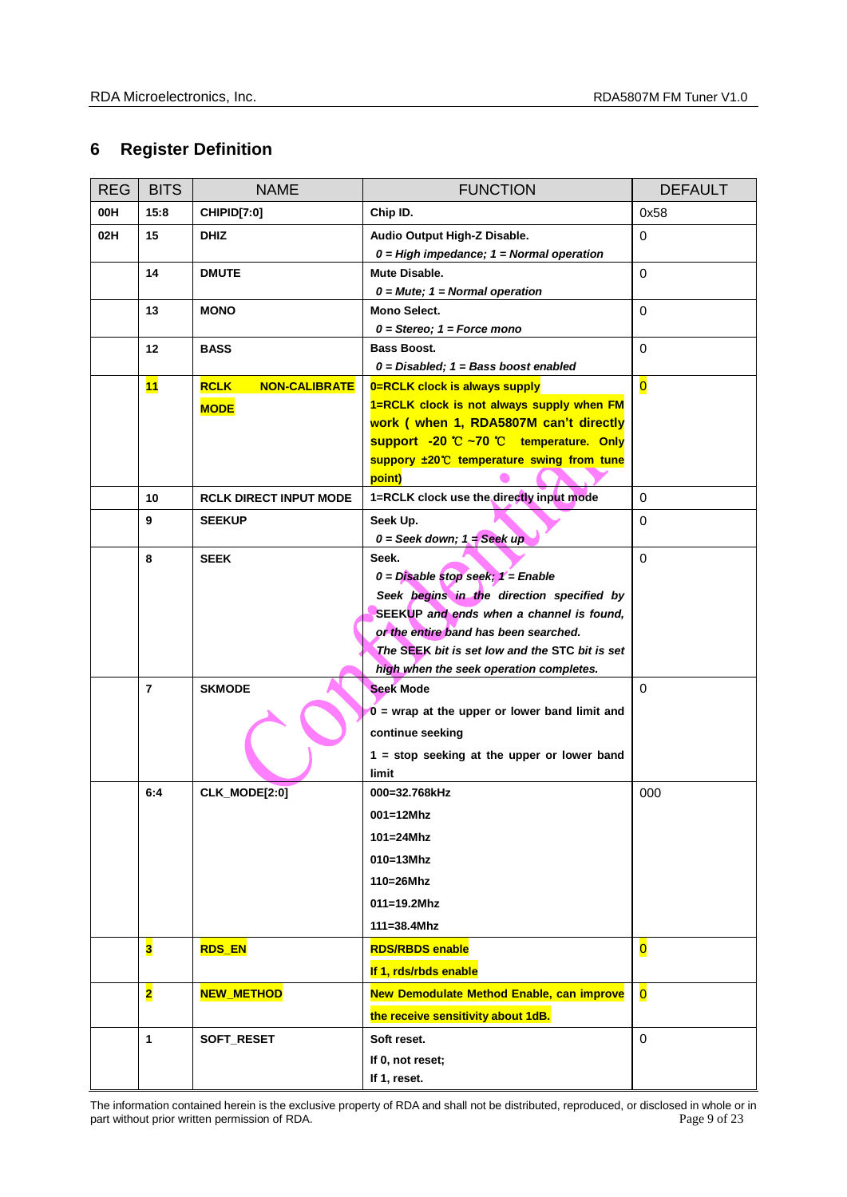## 6 Register Definition

| REG | BITS | NAME | FUNCTION | DEFAULT |
|---|---|---|---|---|
| **00H** | **15:8** | **CHIPID[7:0]** | **Chip ID.** | 0x58 |
| **02H** | **15** | **DHIZ** | **Audio Output High-Z Disable.**<br>***0 = High impedance; 1 = Normal operation*** | 0 |
| | **14** | **DMUTE** | **Mute Disable.**<br>***0 = Mute; 1 = Normal operation*** | 0 |
| | **13** | **MONO** | **Mono Select.**<br>***0 = Stereo; 1 = Force mono*** | 0 |
| | **12** | **BASS** | **Bass Boost.**<br>***0 = Disabled; 1 = Bass boost enabled*** | 0 |
| | **11** | **RCLK NON-CALIBRATE MODE** | **0=RCLK clock is always supply**<br>**1=RCLK clock is not always supply when FM work ( when 1, RDA5807M can't directly support -20 ℃ ~70 ℃ temperature. Only suppory ±20℃ temperature swing from tune point)** | 0 |
| | **10** | **RCLK DIRECT INPUT MODE** | **1=RCLK clock use the directly input mode** | 0 |
| | **9** | **SEEKUP** | **Seek Up.**<br>***0 = Seek down; 1 = Seek up*** | 0 |
| | **8** | **SEEK** | **Seek.**<br>***0 = Disable stop seek; 1 = Enable***<br>***Seek begins in the direction specified by SEEKUP and ends when a channel is found, or the entire band has been searched.***<br>***The SEEK bit is set low and the STC bit is set high when the seek operation completes.*** | 0 |
| | **7** | **SKMODE** | **Seek Mode**<br>**0 = wrap at the upper or lower band limit and continue seeking**<br>**1 = stop seeking at the upper or lower band limit** | 0 |
| | **6:4** | **CLK_MODE[2:0]** | **000=32.768kHz**<br>**001=12Mhz**<br>**101=24Mhz**<br>**010=13Mhz**<br>**110=26Mhz**<br>**011=19.2Mhz**<br>**111=38.4Mhz** | 000 |
| | **3** | **RDS_EN** | **RDS/RBDS enable**<br>**If 1, rds/rbds enable** | 0 |
| | **2** | **NEW_METHOD** | **New Demodulate Method Enable, can improve the receive sensitivity about 1dB.** | 0 |
| | **1** | **SOFT_RESET** | **Soft reset.**<br>**If 0, not reset;**<br>**If 1, reset.** | 0 |

The information contained herein is the exclusive property of RDA and shall not be distributed, reproduced, or disclosed in whole or in part without prior written permission of RDA.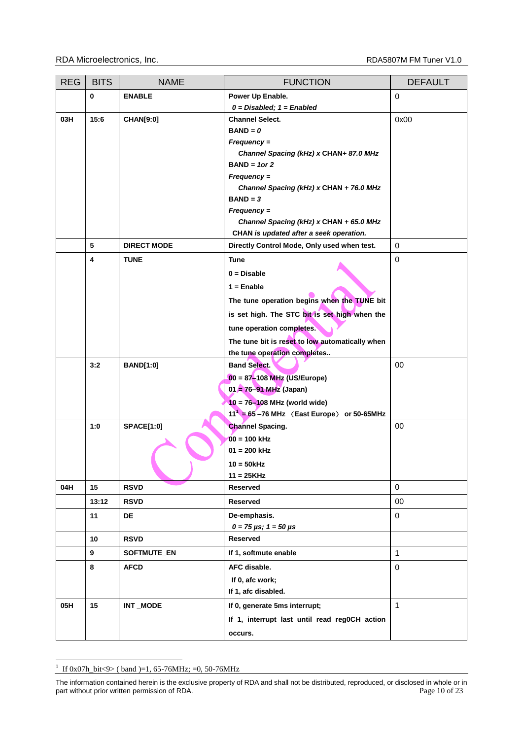| REG | BITS | NAME | FUNCTION | DEFAULT |
|---|---|---|---|---|
| | 0 | ENABLE | Power Up Enable.<br>*0 = Disabled; 1 = Enabled* | 0 |
| 03H | 15:6 | CHAN[9:0] | Channel Select.<br>BAND = *0*<br>*Frequency =*<br>*Channel Spacing (kHz) x* CHAN*+ 87.0 MHz*<br>BAND = *1or 2*<br>*Frequency =*<br>*Channel Spacing (kHz) x* CHAN *+ 76.0 MHz*<br>BAND = *3*<br>*Frequency =*<br>*Channel Spacing (kHz) x* CHAN *+ 65.0 MHz*<br>CHAN *is updated after a seek operation.* | 0x00 |
| | 5 | DIRECT MODE | Directly Control Mode, Only used when test. | 0 |
| | 4 | TUNE | Tune<br>0 = Disable<br>1 = Enable<br>The tune operation begins when the TUNE bit is set high. The STC bit is set high when the tune operation completes.<br>The tune bit is reset to low automatically when the tune operation completes.. | 0 |
| | 3:2 | BAND[1:0] | Band Select.<br>00 = 87–108 MHz (US/Europe)<br>01 = 76–91 MHz (Japan)<br>10 = 76–108 MHz (world wide)<br>11[1] = 65 –76 MHz （East Europe） or 50-65MHz | 00 |
| | 1:0 | SPACE[1:0] | Channel Spacing.<br>00 = 100 kHz<br>01 = 200 kHz<br>10 = 50kHz<br>11 = 25KHz | 00 |
| 04H | 15 | RSVD | Reserved | 0 |
| | 13:12 | RSVD | Reserved | 00 |
| | 11 | DE | De-emphasis.<br>*0 = 75 µs; 1 = 50 µs* | 0 |
| | 10 | RSVD | Reserved | |
| | 9 | SOFTMUTE_EN | If 1, softmute enable | 1 |
| | 8 | AFCD | AFC disable.<br>If 0, afc work;<br>If 1, afc disabled. | 0 |
| 05H | 15 | INT _MODE | If 0, generate 5ms interrupt;<br>If 1, interrupt last until read reg0CH action occurs. | 1 |

[1] If 0x07h_bit<9> ( band )=1, 65-76MHz; =0, 50-76MHz

The information contained herein is the exclusive property of RDA and shall not be distributed, reproduced, or disclosed in whole or in part without prior written permission of RDA.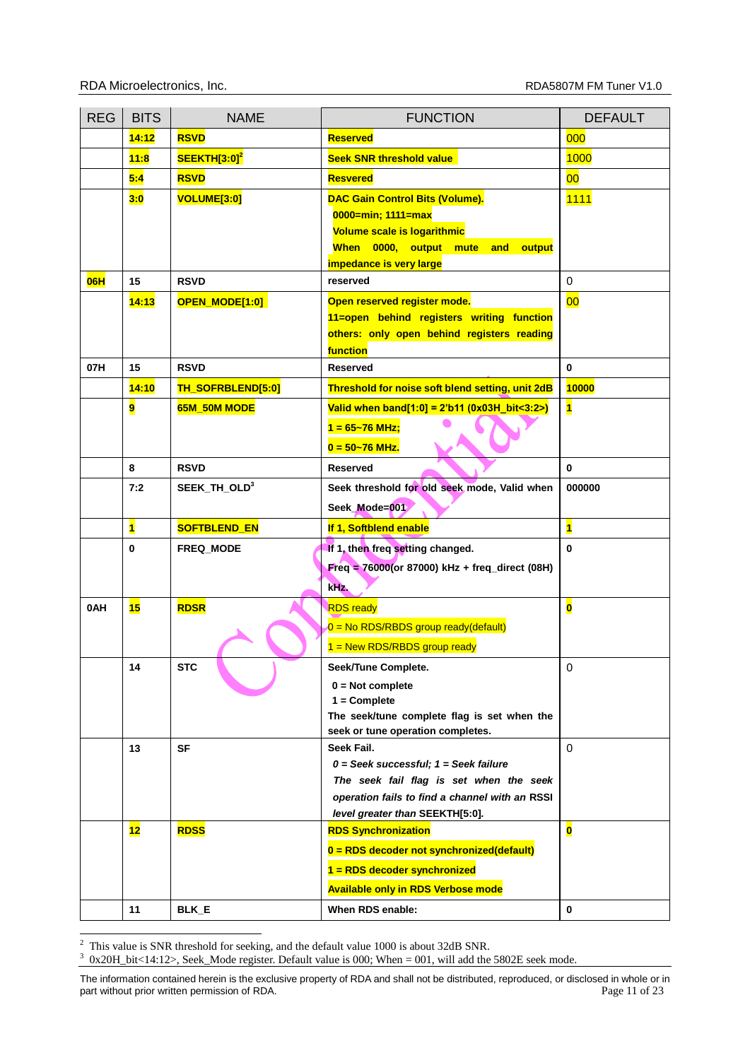| REG | BITS | NAME | FUNCTION | DEFAULT |
|---|---|---|---|---|
| | 14:12 | RSVD | Reserved | 000 |
| | 11:8 | SEEKTH[3:0][2] | Seek SNR threshold value | 1000 |
| | 5:4 | RSVD | Resvered | 00 |
| | 3:0 | VOLUME[3:0] | DAC Gain Control Bits (Volume). 0000=min; 1111=max Volume scale is logarithmic When 0000, output mute and output impedance is very large | 1111 |
| 06H | 15 | RSVD | reserved | 0 |
| | 14:13 | OPEN_MODE[1:0] | Open reserved register mode. 11=open behind registers writing function others: only open behind registers reading function | 00 |
| 07H | 15 | RSVD | Reserved | 0 |
| | 14:10 | TH_SOFRBLEND[5:0] | Threshold for noise soft blend setting, unit 2dB | 10000 |
| | 9 | 65M_50M MODE | Valid when band[1:0] = 2'b11 (0x03H_bit<3:2>) 1 = 65~76 MHz; 0 = 50~76 MHz. | 1 |
| | 8 | RSVD | Reserved | 0 |
| | 7:2 | SEEK_TH_OLD[3] | Seek threshold for old seek mode, Valid when Seek_Mode=001 | 000000 |
| | 1 | SOFTBLEND_EN | If 1, Softblend enable | 1 |
| | 0 | FREQ_MODE | If 1, then freq setting changed. Freq = 76000(or 87000) kHz + freq_direct (08H) kHz. | 0 |
| 0AH | 15 | RDSR | RDS ready 0 = No RDS/RBDS group ready(default) 1 = New RDS/RBDS group ready | 0 |
| | 14 | STC | Seek/Tune Complete. 0 = Not complete 1 = Complete The seek/tune complete flag is set when the seek or tune operation completes. | 0 |
| | 13 | SF | Seek Fail. *0 = Seek successful; 1 = Seek failure The seek fail flag is set when the seek operation fails to find a channel with an RSSI level greater than* SEEKTH[5:0]. | 0 |
| | 12 | RDSS | RDS Synchronization 0 = RDS decoder not synchronized(default) 1 = RDS decoder synchronized Available only in RDS Verbose mode | 0 |
| | 11 | BLK_E | When RDS enable: | 0 |

[2] This value is SNR threshold for seeking, and the default value 1000 is about 32dB SNR.

[3] 0x20H_bit<14:12>, Seek_Mode register. Default value is 000; When = 001, will add the 5802E seek mode.

The information contained herein is the exclusive property of RDA and shall not be distributed, reproduced, or disclosed in whole or in part without prior written permission of RDA.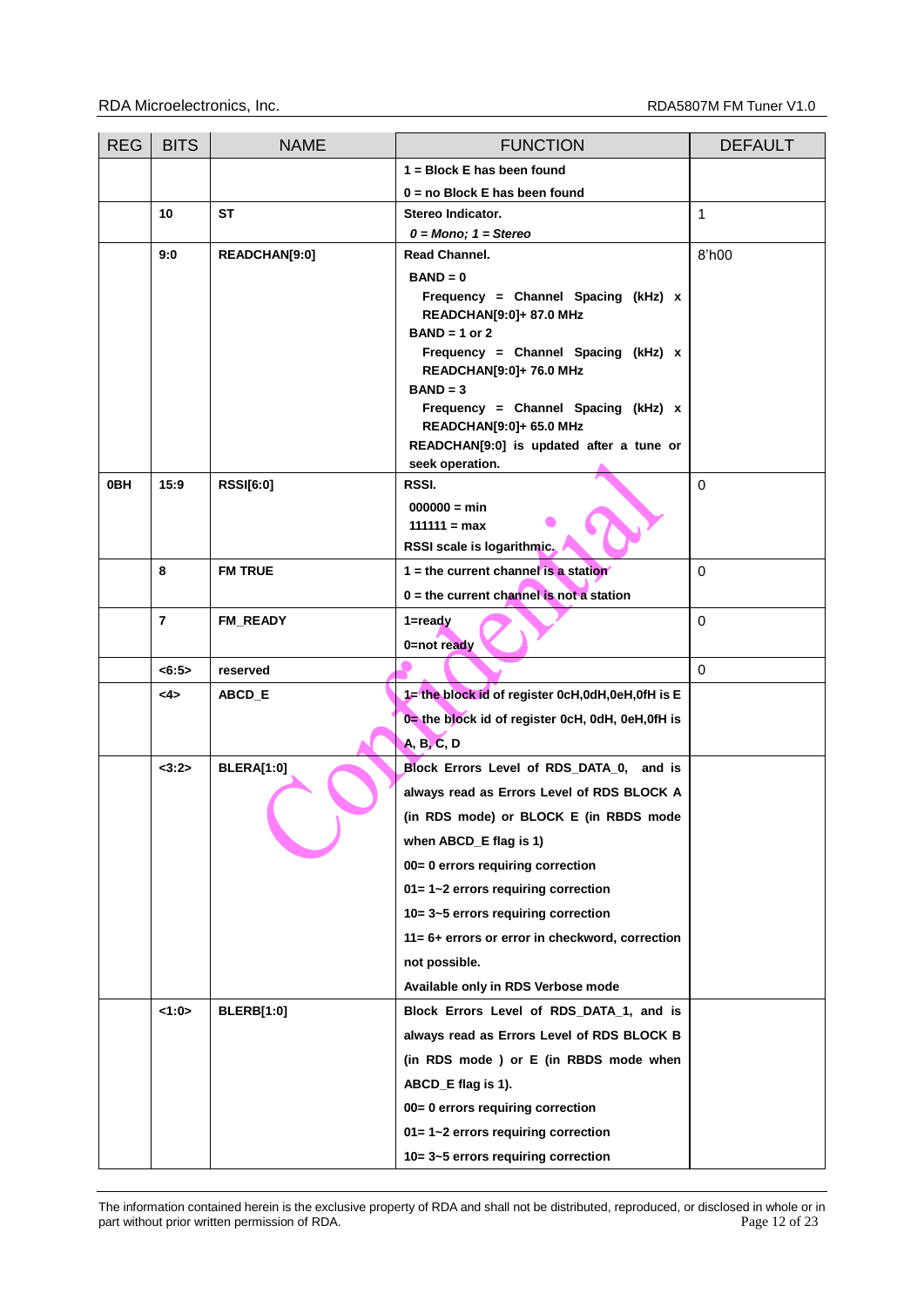| REG | BITS | NAME | FUNCTION | DEFAULT |
|---|---|---|---|---|
| | | | **1 = Block E has been found**<br>**0 = no Block E has been found** | |
| | **10** | **ST** | **Stereo Indicator.**<br>***0 = Mono; 1 = Stereo*** | 1 |
| | **9:0** | **READCHAN[9:0]** | **Read Channel.**<br>**BAND = 0**<br>**Frequency = Channel Spacing (kHz) x READCHAN[9:0]+ 87.0 MHz**<br>**BAND = 1 or 2**<br>**Frequency = Channel Spacing (kHz) x READCHAN[9:0]+ 76.0 MHz**<br>**BAND = 3**<br>**Frequency = Channel Spacing (kHz) x READCHAN[9:0]+ 65.0 MHz**<br>**READCHAN[9:0] is updated after a tune or seek operation.** | 8'h00 |
| **0BH** | **15:9** | **RSSI[6:0]** | **RSSI.**<br>**000000 = min**<br>**111111 = max**<br>**RSSI scale is logarithmic.** | 0 |
| | **8** | **FM TRUE** | **1 = the current channel is a station**<br>**0 = the current channel is not a station** | 0 |
| | **7** | **FM_READY** | **1=ready**<br>**0=not ready** | 0 |
| | **<6:5>** | **reserved** | | 0 |
| | **<4>** | **ABCD_E** | **1= the block id of register 0cH,0dH,0eH,0fH is E**<br>**0= the block id of register 0cH, 0dH, 0eH,0fH is A, B, C, D** | |
| | **<3:2>** | **BLERA[1:0]** | **Block Errors Level of RDS_DATA_0, and is always read as Errors Level of RDS BLOCK A (in RDS mode) or BLOCK E (in RBDS mode when ABCD_E flag is 1)**<br>**00= 0 errors requiring correction**<br>**01= 1~2 errors requiring correction**<br>**10= 3~5 errors requiring correction**<br>**11= 6+ errors or error in checkword, correction not possible.**<br>**Available only in RDS Verbose mode** | |
| | **<1:0>** | **BLERB[1:0]** | **Block Errors Level of RDS_DATA_1, and is always read as Errors Level of RDS BLOCK B (in RDS mode ) or E (in RBDS mode when ABCD_E flag is 1).**<br>**00= 0 errors requiring correction**<br>**01= 1~2 errors requiring correction**<br>**10= 3~5 errors requiring correction** | |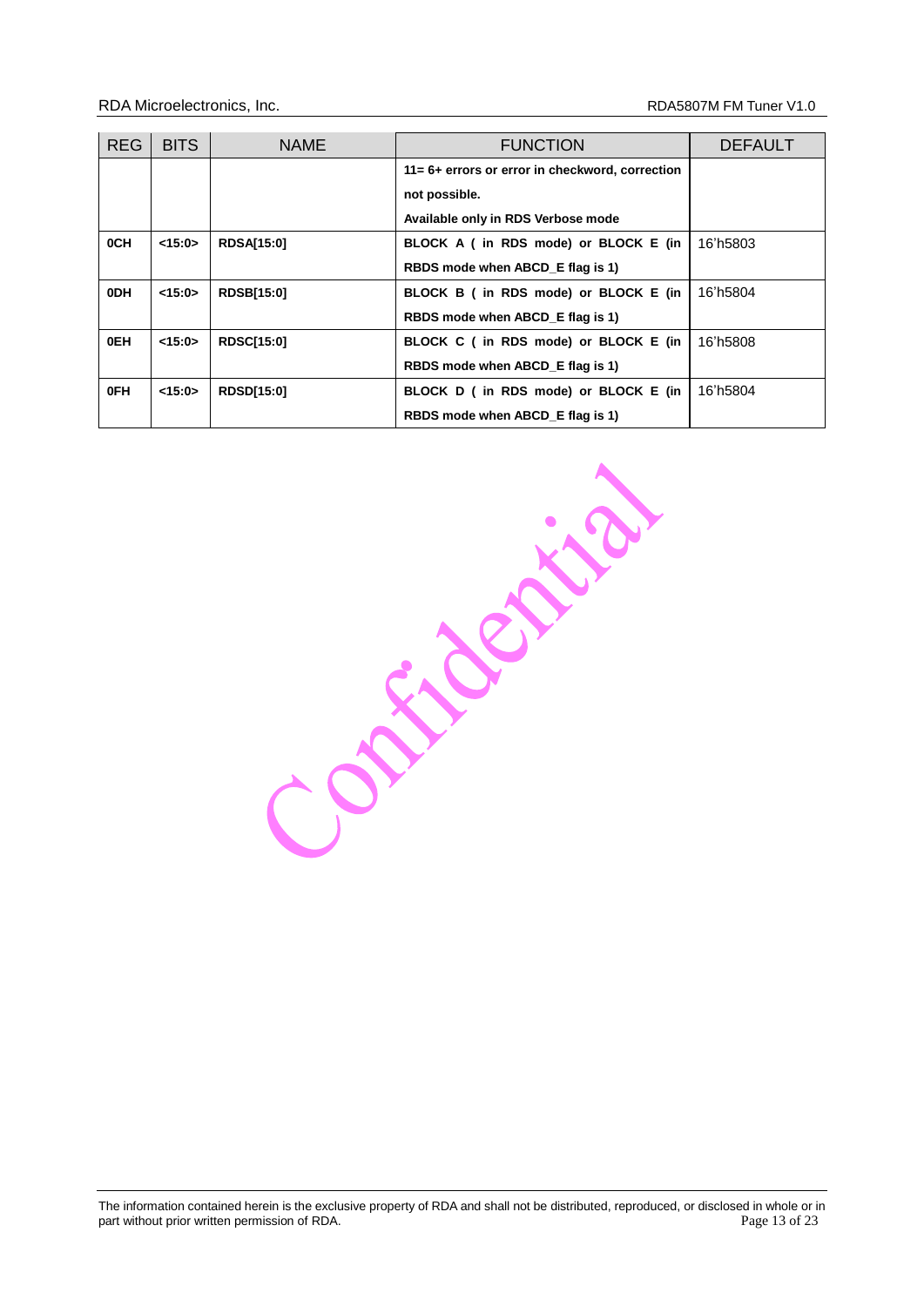| REG | BITS | NAME | FUNCTION | DEFAULT |
|---|---|---|---|---|
| | | | **11= 6+ errors or error in checkword, correction not possible.** **Available only in RDS Verbose mode** | |
| **0CH** | **<15:0>** | **RDSA[15:0]** | **BLOCK A ( in RDS mode) or BLOCK E (in RBDS mode when ABCD_E flag is 1)** | 16'h5803 |
| **0DH** | **<15:0>** | **RDSB[15:0]** | **BLOCK B ( in RDS mode) or BLOCK E (in RBDS mode when ABCD_E flag is 1)** | 16'h5804 |
| **0EH** | **<15:0>** | **RDSC[15:0]** | **BLOCK C ( in RDS mode) or BLOCK E (in RBDS mode when ABCD_E flag is 1)** | 16'h5808 |
| **0FH** | **<15:0>** | **RDSD[15:0]** | **BLOCK D ( in RDS mode) or BLOCK E (in RBDS mode when ABCD_E flag is 1)** | 16'h5804 |

Confidential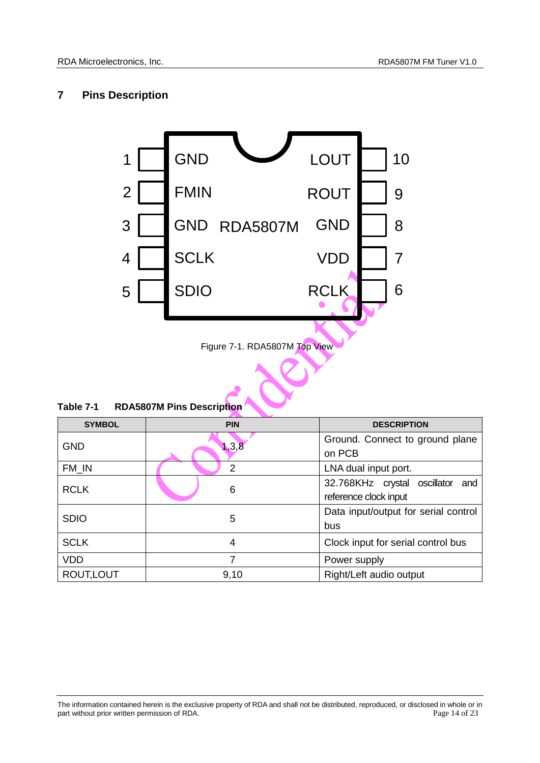# 7 Pins Description

Figure 7-1. RDA5807M Top View

**Table 7-1 RDA5807M Pins Description**

| SYMBOL | PIN | DESCRIPTION |
|---|---|---|
| GND | 1,3,8 | Ground. Connect to ground plane on PCB |
| FM_IN | 2 | LNA dual input port. |
| RCLK | 6 | 32.768KHz crystal oscillator and reference clock input |
| SDIO | 5 | Data input/output for serial control bus |
| SCLK | 4 | Clock input for serial control bus |
| VDD | 7 | Power supply |
| ROUT,LOUT | 9,10 | Right/Left audio output |

The information contained herein is the exclusive property of RDA and shall not be distributed, reproduced, or disclosed in whole or in part without prior written permission of RDA.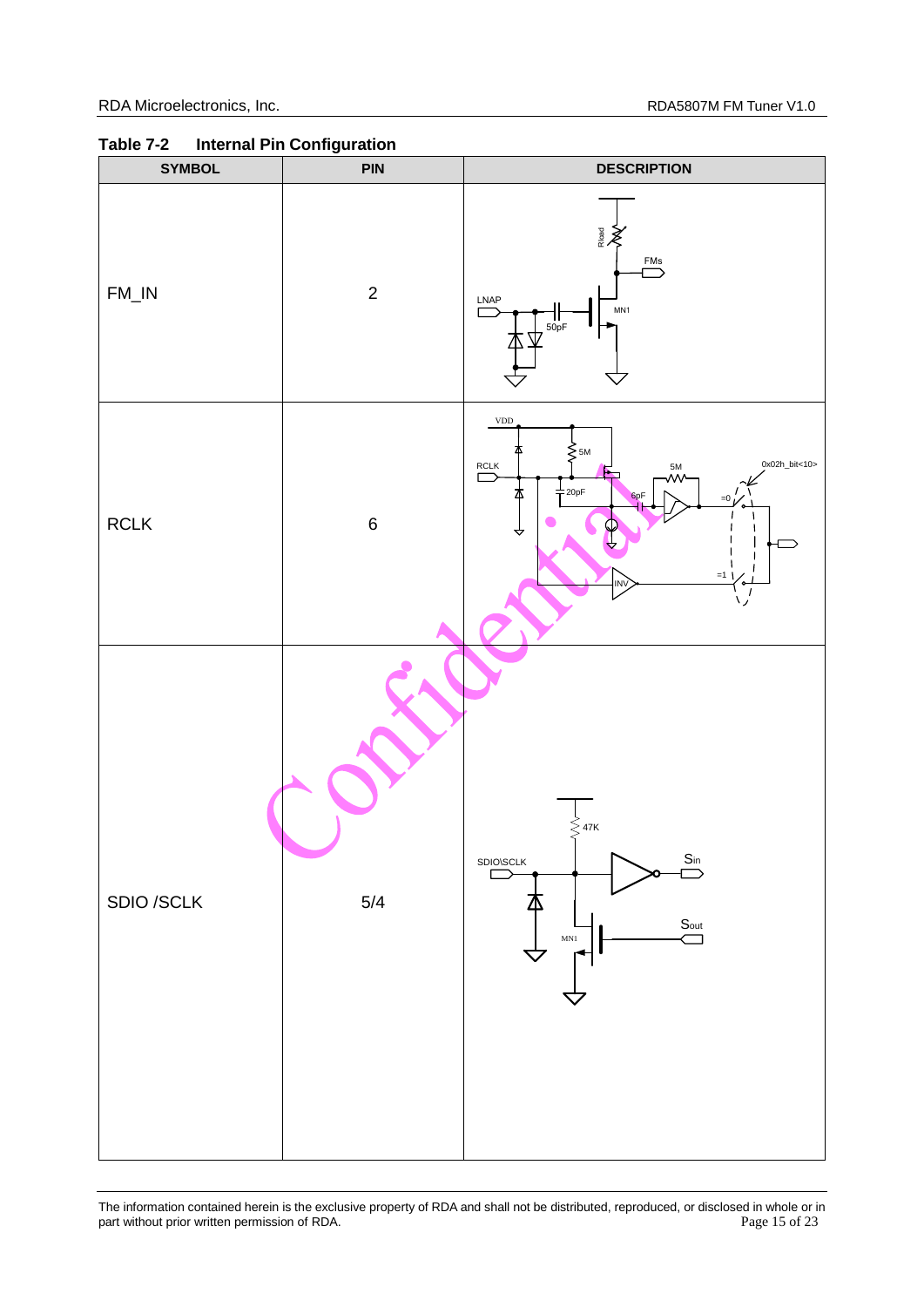**Table 7-2 Internal Pin Configuration**

| SYMBOL | PIN | DESCRIPTION |
| --- | --- | --- |
| FM_IN | 2 | Rload, FMs, LNAP, 50pF, MN1 |
| RCLK | 6 | VDD, 5M, RCLK, 20pF, 5M, 0x02h_bit<10>, 6pF, =0, =1, INV |
| SDIO /SCLK | 5/4 | 47K, SDIO\SCLK, Sin, Sout, MN1 |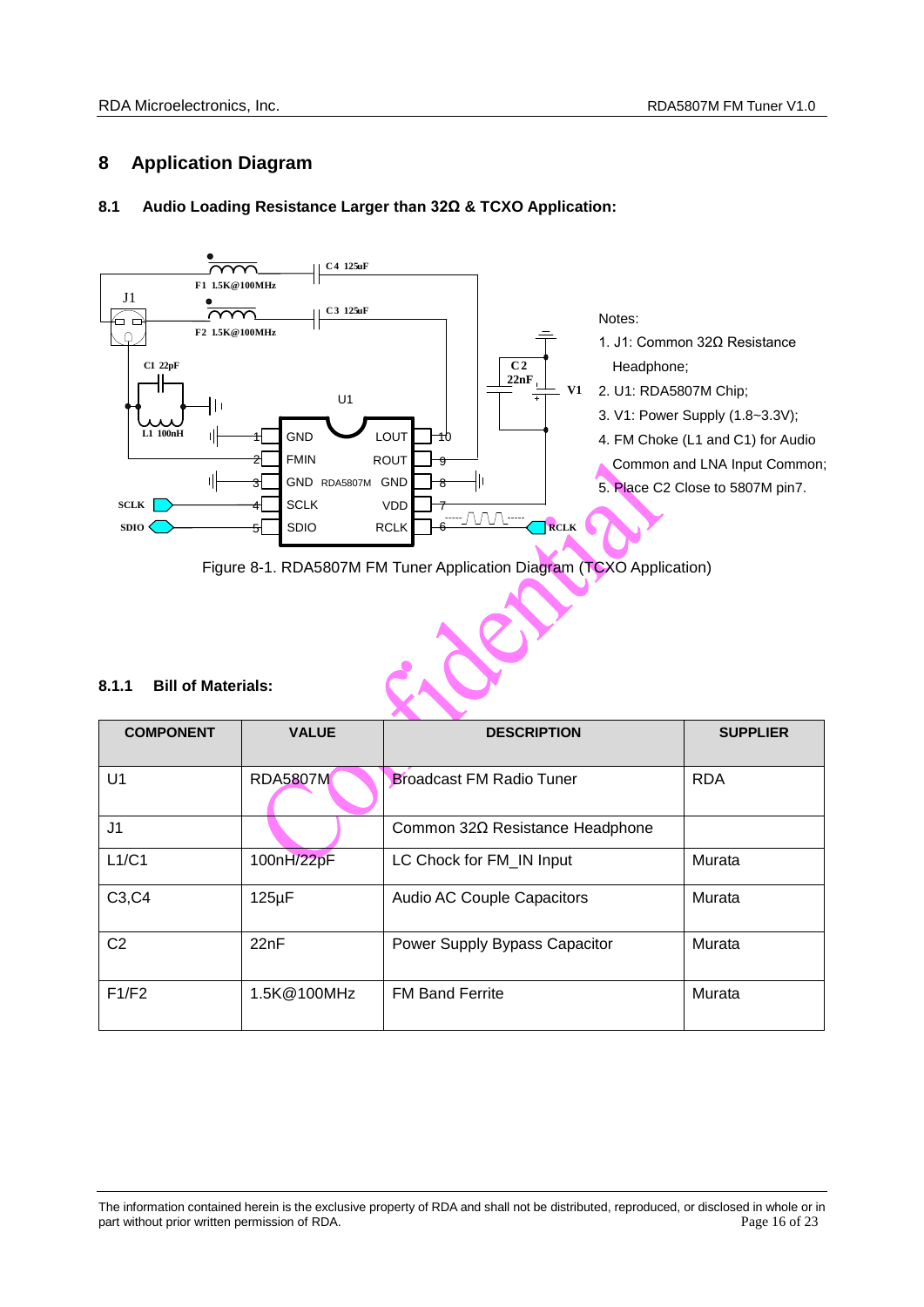# 8 Application Diagram

## 8.1 Audio Loading Resistance Larger than 32Ω & TCXO Application:

Notes:

1. J1: Common 32Ω Resistance Headphone;
2. U1: RDA5807M Chip;
3. V1: Power Supply (1.8~3.3V);
4. FM Choke (L1 and C1) for Audio Common and LNA Input Common;
5. Place C2 Close to 5807M pin7.

Figure 8-1. RDA5807M FM Tuner Application Diagram (TCXO Application)

### 8.1.1 Bill of Materials:

| COMPONENT | VALUE | DESCRIPTION | SUPPLIER |
|---|---|---|---|
| U1 | RDA5807M | Broadcast FM Radio Tuner | RDA |
| J1 | | Common 32Ω Resistance Headphone | |
| L1/C1 | 100nH/22pF | LC Chock for FM_IN Input | Murata |
| C3,C4 | 125μF | Audio AC Couple Capacitors | Murata |
| C2 | 22nF | Power Supply Bypass Capacitor | Murata |
| F1/F2 | 1.5K@100MHz | FM Band Ferrite | Murata |

The information contained herein is the exclusive property of RDA and shall not be distributed, reproduced, or disclosed in whole or in part without prior written permission of RDA.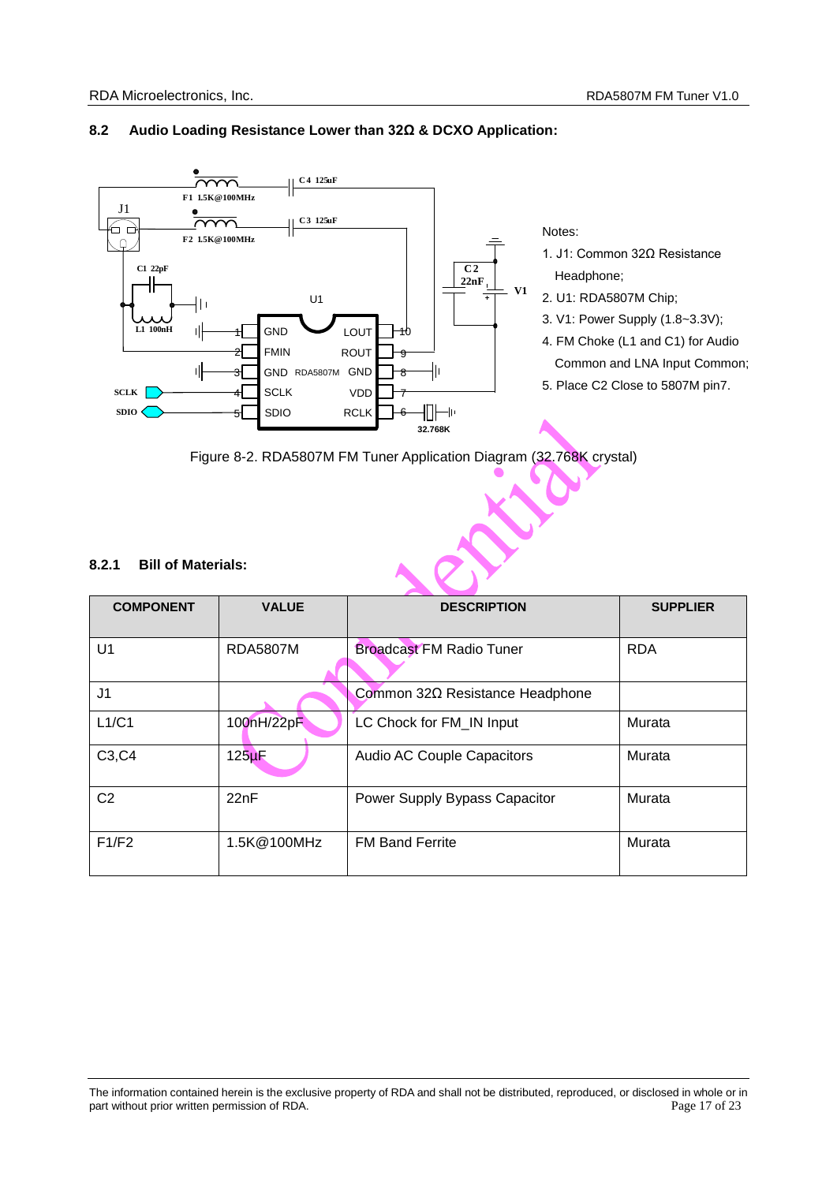## 8.2 Audio Loading Resistance Lower than 32Ω & DCXO Application:

Notes:

1. J1: Common 32Ω Resistance Headphone;
2. U1: RDA5807M Chip;
3. V1: Power Supply (1.8~3.3V);
4. FM Choke (L1 and C1) for Audio Common and LNA Input Common;
5. Place C2 Close to 5807M pin7.

Figure 8-2. RDA5807M FM Tuner Application Diagram (32.768K crystal)

### 8.2.1 Bill of Materials:

| COMPONENT | VALUE | DESCRIPTION | SUPPLIER |
|---|---|---|---|
| U1 | RDA5807M | Broadcast FM Radio Tuner | RDA |
| J1 | | Common 32Ω Resistance Headphone | |
| L1/C1 | 100nH/22pF | LC Chock for FM_IN Input | Murata |
| C3,C4 | 125μF | Audio AC Couple Capacitors | Murata |
| C2 | 22nF | Power Supply Bypass Capacitor | Murata |
| F1/F2 | 1.5K@100MHz | FM Band Ferrite | Murata |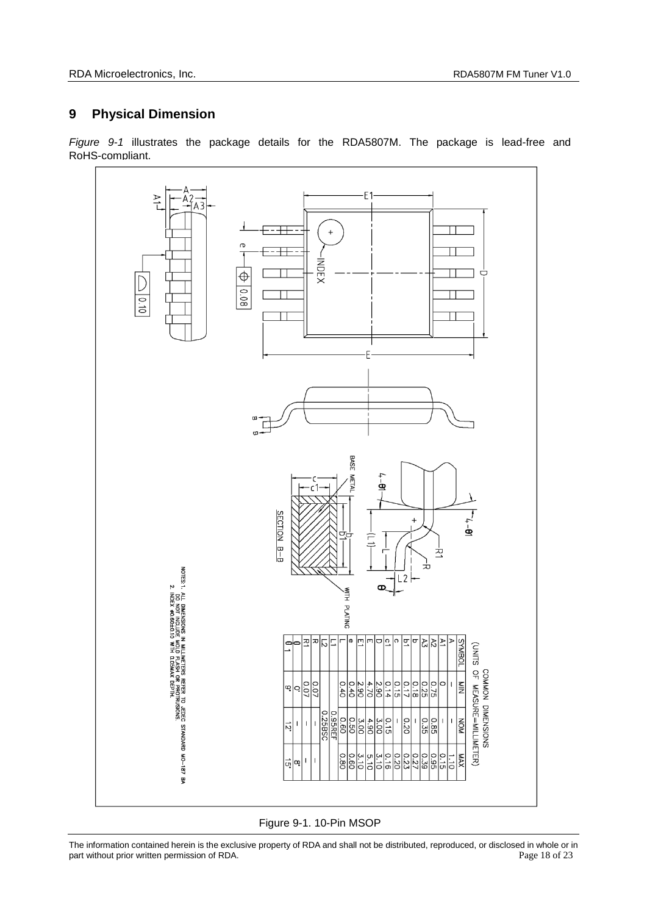## 9 Physical Dimension

*Figure 9-1* illustrates the package details for the RDA5807M. The package is lead-free and RoHS-compliant.

COMMON DIMENSIONS (UNITS OF MEASURE=MILLIMETER)

| SYMBOL | MIN | NOM | MAX |
|---|---|---|---|
| A | — | — | 1.10 |
| A1 | 0 | — | 0.15 |
| A2 | 0.75 | 0.85 | 0.95 |
| A3 | 0.25 | 0.35 | 0.39 |
| b | 0.18 | — | 0.27 |
| b1 | 0.17 | 0.20 | 0.23 |
| c | 0.15 | — | 0.20 |
| c1 | 0.14 | 0.15 | 0.16 |
| D | 2.90 | 3.00 | 3.10 |
| E | 4.70 | 4.90 | 5.10 |
| E1 | 2.90 | 3.00 | 3.10 |
| e | 0.40 | 0.50 | 0.60 |
| L | 0.40 | 0.60 | 0.80 |
| L1 | | 0.95REF | |
| L2 | | 0.25BSC | |
| R | 0.07 | — | — |
| R1 | 0.07 | — | — |
| θ | 0° | — | 8° |
| θ1 | 9° | 12° | 15° |

NOTES: 1. ALL DIMENSIONS IN MILLIMETERS REFER TO JEDEC STANDARD MO-187 BA DO NOT INCLUDE MOLD FLASH OR PROTRUSIONS.
2. INDEX φ0.60±0.10 WITH 0.05MAX DEPTH.

Figure 9-1. 10-Pin MSOP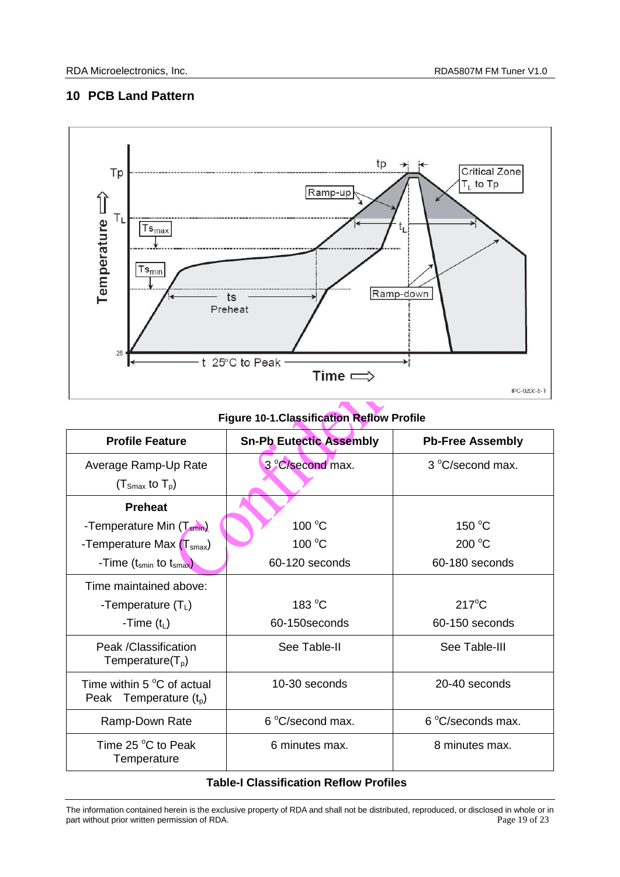## 10 PCB Land Pattern

Figure 10-1.Classification Reflow Profile

| Profile Feature | Sn-Pb Eutectic Assembly | Pb-Free Assembly |
|---|---|---|
| Average Ramp-Up Rate ($T_{Smax}$ to $T_p$) | 3 °C/second max. | 3 °C/second max. |
| **Preheat**<br>-Temperature Min ($T_{smin}$)<br>-Temperature Max ($T_{smax}$)<br>-Time ($t_{smin}$ to $t_{smax}$) | <br>100 °C<br>100 °C<br>60-120 seconds | <br>150 °C<br>200 °C<br>60-180 seconds |
| Time maintained above:<br>-Temperature ($T_L$)<br>-Time ($t_L$) | <br>183 °C<br>60-150seconds | <br>217°C<br>60-150 seconds |
| Peak /Classification Temperature($T_p$) | See Table-II | See Table-III |
| Time within 5 °C of actual Peak Temperature ($t_p$) | 10-30 seconds | 20-40 seconds |
| Ramp-Down Rate | 6 °C/second max. | 6 °C/seconds max. |
| Time 25 °C to Peak Temperature | 6 minutes max. | 8 minutes max. |

**Table-I Classification Reflow Profiles**

The information contained herein is the exclusive property of RDA and shall not be distributed, reproduced, or disclosed in whole or in part without prior written permission of RDA.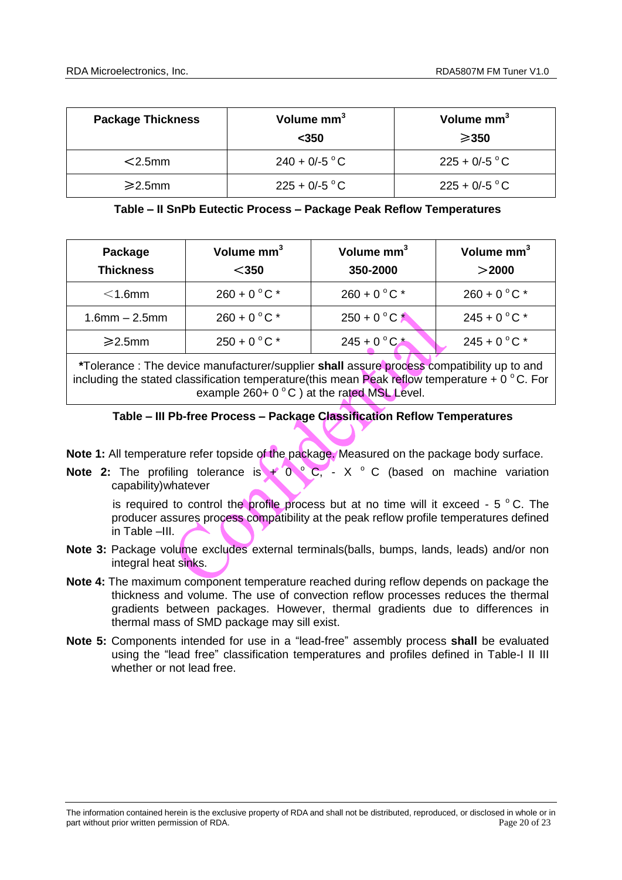| Package Thickness | Volume mm$^3$ <350 | Volume mm$^3$ ⩾350 |
|---|---|---|
| <2.5mm | 240 + 0/-5 °C | 225 + 0/-5 °C |
| ⩾2.5mm | 225 + 0/-5 °C | 225 + 0/-5 °C |

**Table – II SnPb Eutectic Process – Package Peak Reflow Temperatures**

| Package Thickness | Volume mm$^3$ <350 | Volume mm$^3$ 350-2000 | Volume mm$^3$ >2000 |
|---|---|---|---|
| <1.6mm | 260 + 0 °C * | 260 + 0 °C * | 260 + 0 °C * |
| 1.6mm – 2.5mm | 260 + 0 °C * | 250 + 0 °C * | 245 + 0 °C * |
| ⩾2.5mm | 250 + 0 °C * | 245 + 0 °C * | 245 + 0 °C * |
| ***Tolerance** : The device manufacturer/supplier **shall** assure process compatibility up to and including the stated classification temperature(this mean Peak reflow temperature + 0 °C. For example 260+ 0 °C ) at the rated MSL Level. | | | |

**Table – III Pb-free Process – Package Classification Reflow Temperatures**

**Note 1:** All temperature refer topside of the package. Measured on the package body surface.

**Note 2:** The profiling tolerance is + 0 °C, - X °C (based on machine variation capability)whatever is required to control the profile process but at no time will it exceed - 5 °C. The producer assures process compatibility at the peak reflow profile temperatures defined in Table –III.

**Note 3:** Package volume excludes external terminals(balls, bumps, lands, leads) and/or non integral heat sinks.

**Note 4:** The maximum component temperature reached during reflow depends on package the thickness and volume. The use of convection reflow processes reduces the thermal gradients between packages. However, thermal gradients due to differences in thermal mass of SMD package may sill exist.

**Note 5:** Components intended for use in a "lead-free" assembly process **shall** be evaluated using the "lead free" classification temperatures and profiles defined in Table-I II III whether or not lead free.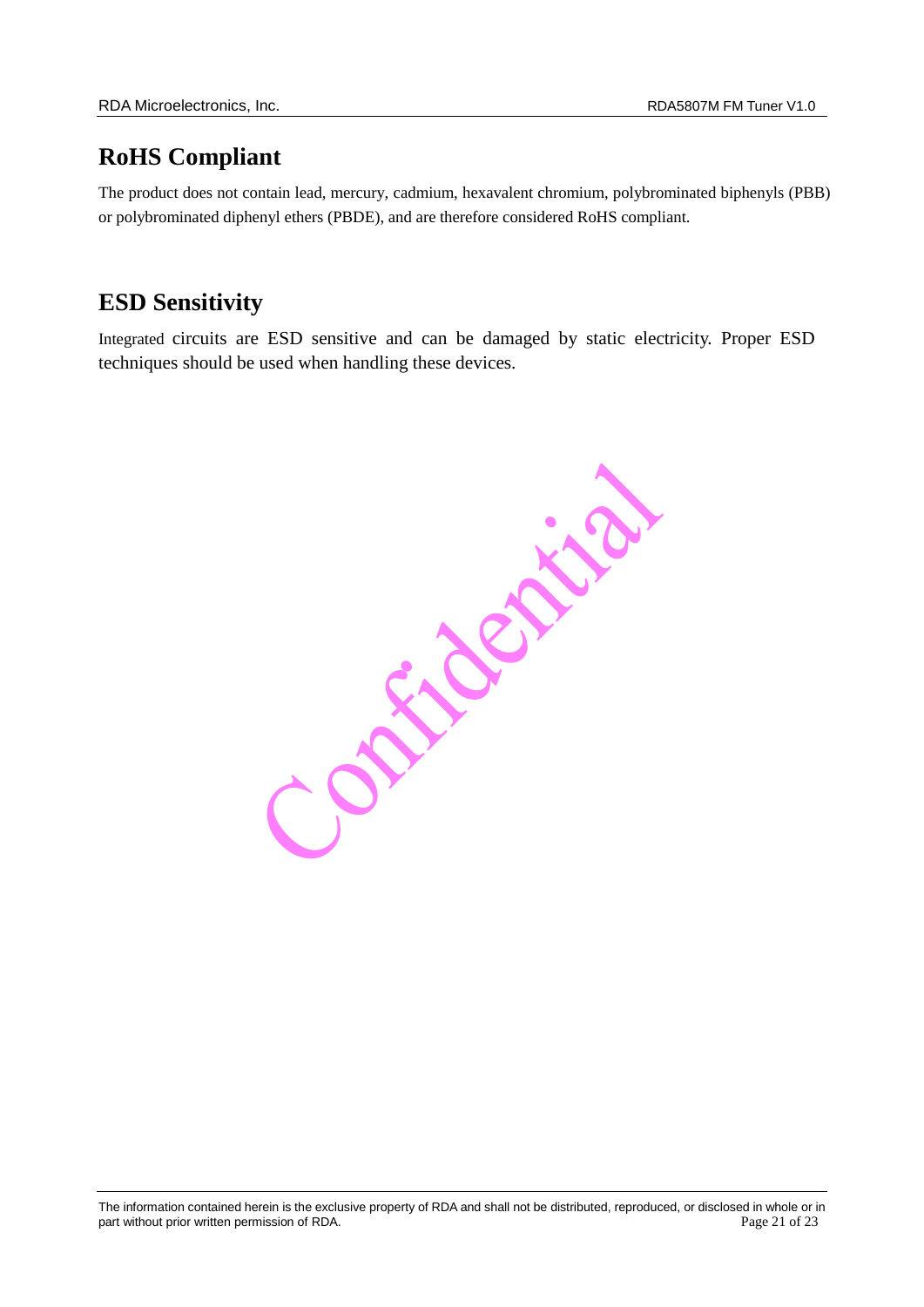## RoHS Compliant

The product does not contain lead, mercury, cadmium, hexavalent chromium, polybrominated biphenyls (PBB) or polybrominated diphenyl ethers (PBDE), and are therefore considered RoHS compliant.

## ESD Sensitivity

Integrated circuits are ESD sensitive and can be damaged by static electricity. Proper ESD techniques should be used when handling these devices.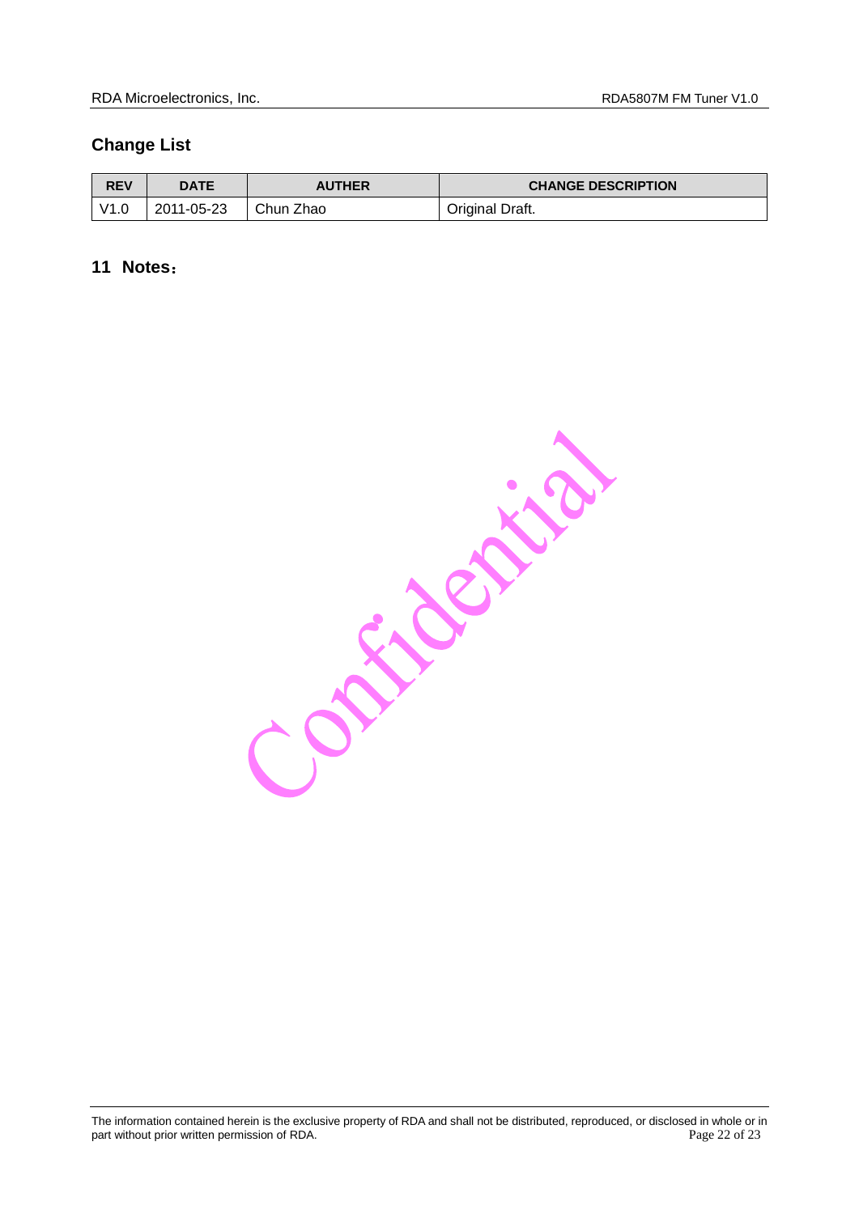## Change List

| REV | DATE | AUTHER | CHANGE DESCRIPTION |
| --- | --- | --- | --- |
| V1.0 | 2011-05-23 | Chun Zhao | Original Draft. |

## 11 Notes：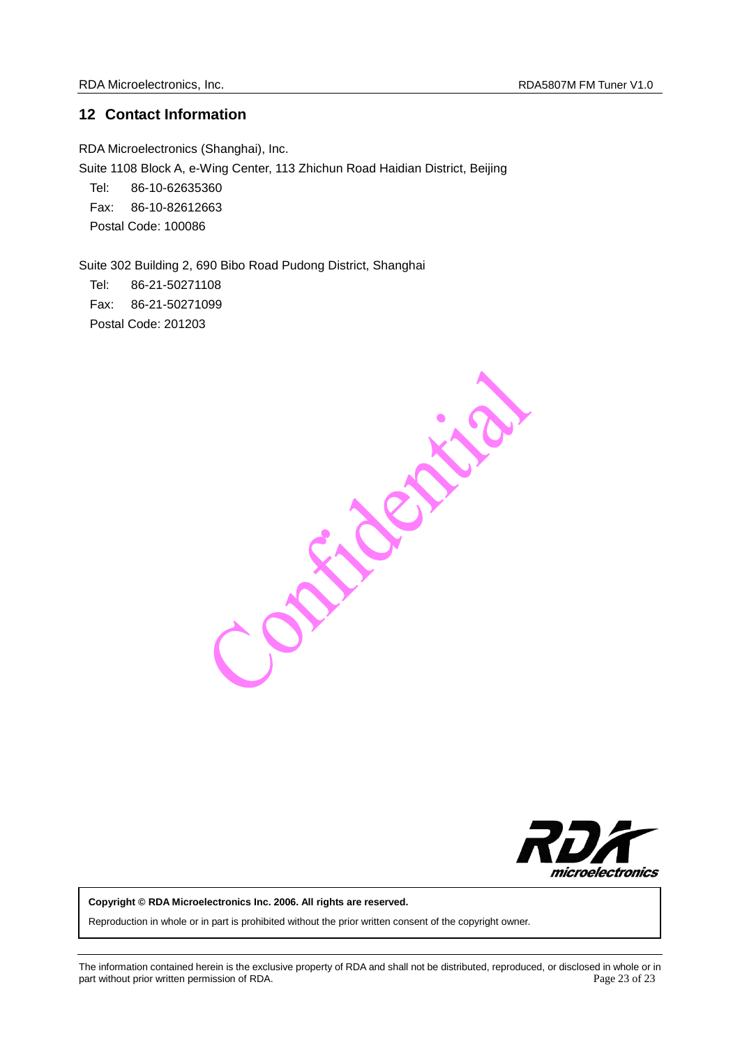## 12 Contact Information

RDA Microelectronics (Shanghai), Inc.

Suite 1108 Block A, e-Wing Center, 113 Zhichun Road Haidian District, Beijing

Tel: 86-10-62635360

Fax: 86-10-82612663

Postal Code: 100086

Suite 302 Building 2, 690 Bibo Road Pudong District, Shanghai

Tel: 86-21-50271108

Fax: 86-21-50271099

Postal Code: 201203

**Copyright © RDA Microelectronics Inc. 2006. All rights are reserved.**

Reproduction in whole or in part is prohibited without the prior written consent of the copyright owner.

The information contained herein is the exclusive property of RDA and shall not be distributed, reproduced, or disclosed in whole or in part without prior written permission of RDA.